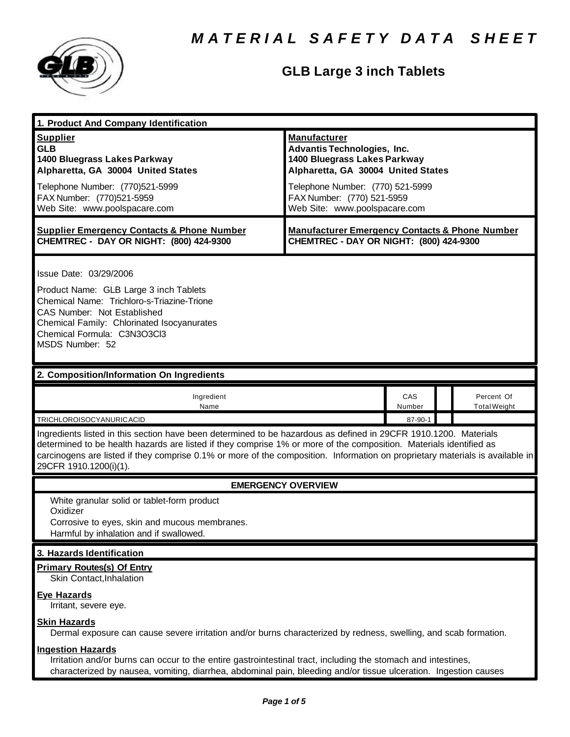# MATERIAL SAFETY DATA SHEET

## GLB Large 3 inch Tablets

### 1. Product And Company Identification

**Supplier**
**GLB**
**1400 Bluegrass Lakes Parkway**
**Alpharetta, GA 30004 United States**

Telephone Number: (770)521-5999
FAX Number: (770)521-5959
Web Site: www.poolspacare.com

**Manufacturer**
**Advantis Technologies, Inc.**
**1400 Bluegrass Lakes Parkway**
**Alpharetta, GA 30004 United States**

Telephone Number: (770) 521-5999
FAX Number: (770) 521-5959
Web Site: www.poolspacare.com

**Supplier Emergency Contacts & Phone Number**
**CHEMTREC - DAY OR NIGHT: (800) 424-9300**

**Manufacturer Emergency Contacts & Phone Number**
**CHEMTREC - DAY OR NIGHT: (800) 424-9300**

Issue Date: 03/29/2006

Product Name: GLB Large 3 inch Tablets
Chemical Name: Trichloro-s-Triazine-Trione
CAS Number: Not Established
Chemical Family: Chlorinated Isocyanurates
Chemical Formula: $C_3N_3O_3Cl_3$
MSDS Number: 52

### 2. Composition/Information On Ingredients

| Ingredient Name | CAS Number | | Percent Of Total Weight |
|---|---|---|---|
| TRICHLOROISOCYANURIC ACID | 87-90-1 | | |

Ingredients listed in this section have been determined to be hazardous as defined in 29CFR 1910.1200. Materials determined to be health hazards are listed if they comprise 1% or more of the composition. Materials identified as carcinogens are listed if they comprise 0.1% or more of the composition. Information on proprietary materials is available in 29CFR 1910.1200(i)(1).

### EMERGENCY OVERVIEW

White granular solid or tablet-form product
Oxidizer
Corrosive to eyes, skin and mucous membranes.
Harmful by inhalation and if swallowed.

### 3. Hazards Identification

**Primary Routes(s) Of Entry**
Skin Contact,Inhalation

**Eye Hazards**
Irritant, severe eye.

**Skin Hazards**
Dermal exposure can cause severe irritation and/or burns characterized by redness, swelling, and scab formation.

**Ingestion Hazards**
Irritation and/or burns can occur to the entire gastrointestinal tract, including the stomach and intestines, characterized by nausea, vomiting, diarrhea, abdominal pain, bleeding and/or tissue ulceration. Ingestion causes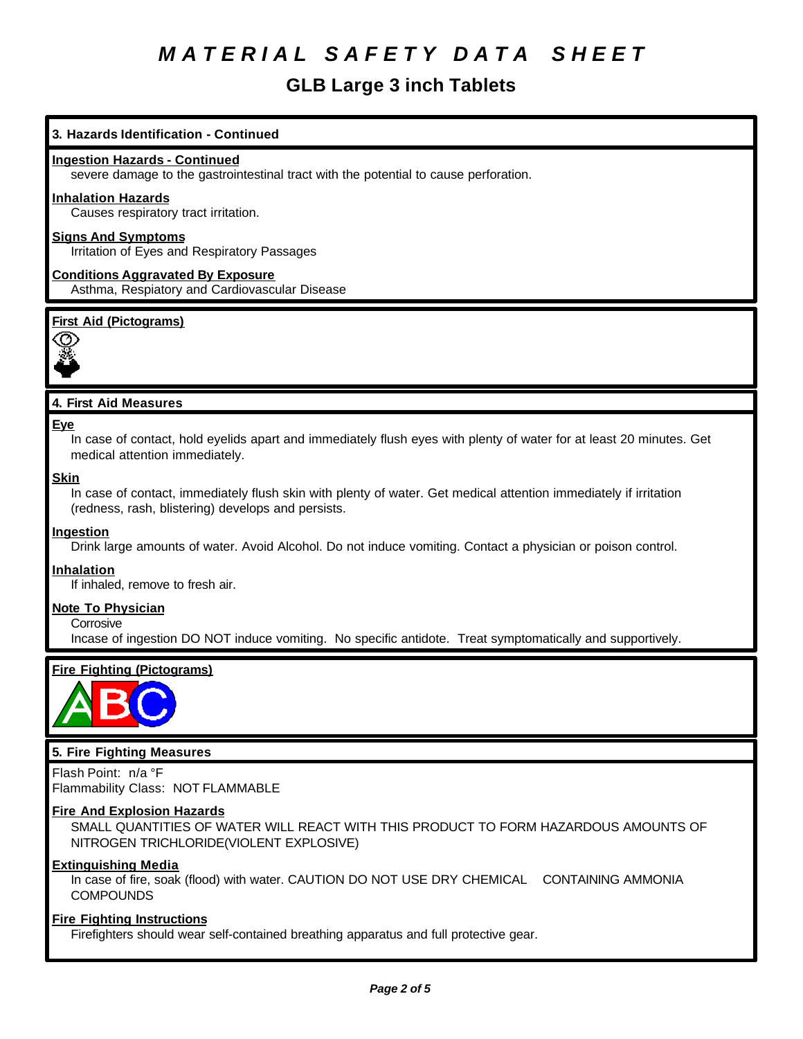# MATERIAL SAFETY DATA SHEET

## GLB Large 3 inch Tablets

### 3. Hazards Identification - Continued

**Ingestion Hazards - Continued**

severe damage to the gastrointestinal tract with the potential to cause perforation.

**Inhalation Hazards**

Causes respiratory tract irritation.

**Signs And Symptoms**

Irritation of Eyes and Respiratory Passages

**Conditions Aggravated By Exposure**

Asthma, Respiatory and Cardiovascular Disease

**First Aid (Pictograms)**

### 4. First Aid Measures

**Eye**

In case of contact, hold eyelids apart and immediately flush eyes with plenty of water for at least 20 minutes. Get medical attention immediately.

**Skin**

In case of contact, immediately flush skin with plenty of water. Get medical attention immediately if irritation (redness, rash, blistering) develops and persists.

**Ingestion**

Drink large amounts of water. Avoid Alcohol. Do not induce vomiting. Contact a physician or poison control.

**Inhalation**

If inhaled, remove to fresh air.

**Note To Physician**

Corrosive

Incase of ingestion DO NOT induce vomiting. No specific antidote. Treat symptomatically and supportively.

**Fire Fighting (Pictograms)**

### 5. Fire Fighting Measures

Flash Point: n/a °F

Flammability Class: NOT FLAMMABLE

**Fire And Explosion Hazards**

SMALL QUANTITIES OF WATER WILL REACT WITH THIS PRODUCT TO FORM HAZARDOUS AMOUNTS OF NITROGEN TRICHLORIDE(VIOLENT EXPLOSIVE)

**Extinguishing Media**

In case of fire, soak (flood) with water. CAUTION DO NOT USE DRY CHEMICAL CONTAINING AMMONIA COMPOUNDS

**Fire Fighting Instructions**

Firefighters should wear self-contained breathing apparatus and full protective gear.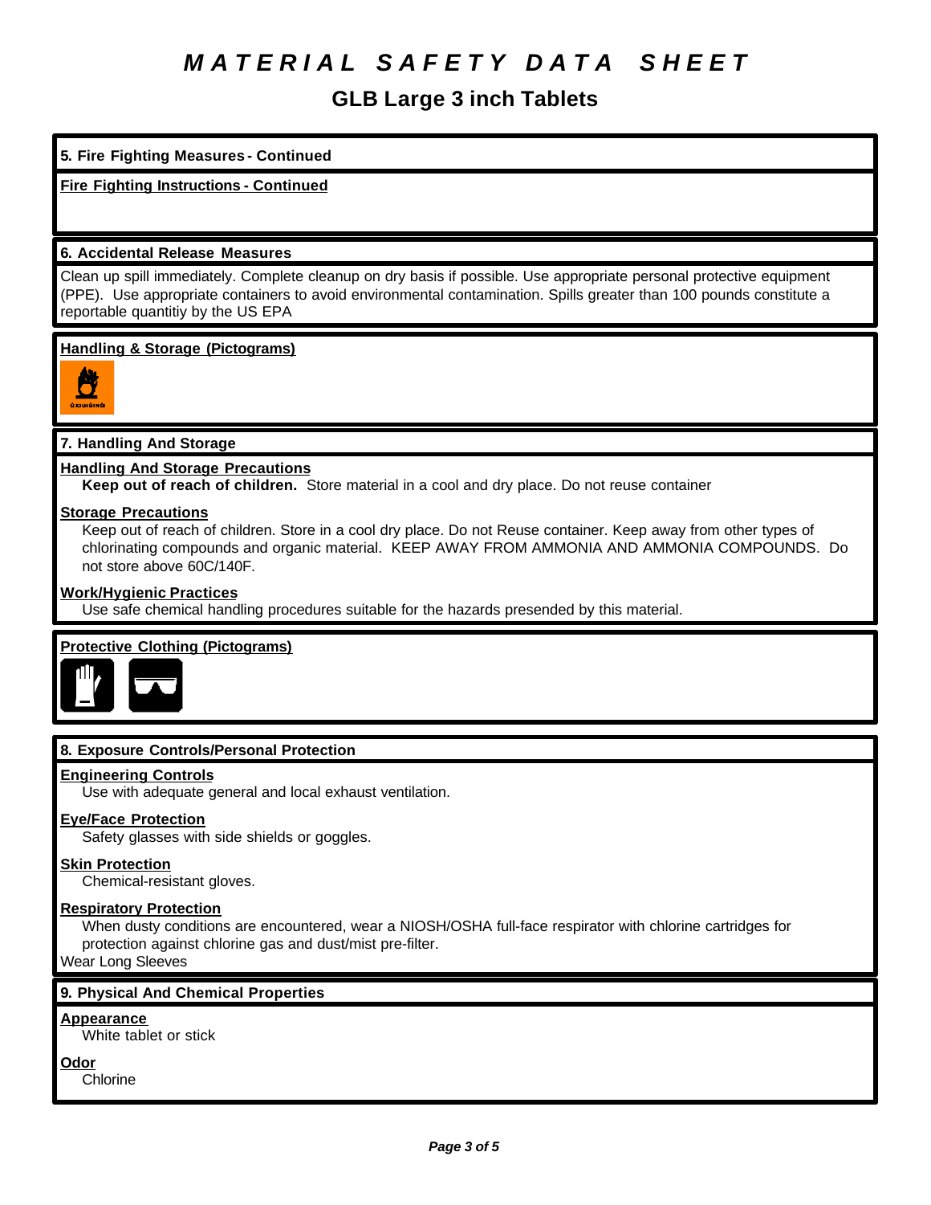# MATERIAL SAFETY DATA SHEET

## GLB Large 3 inch Tablets

### 5. Fire Fighting Measures - Continued

**Fire Fighting Instructions - Continued**

### 6. Accidental Release Measures

Clean up spill immediately. Complete cleanup on dry basis if possible. Use appropriate personal protective equipment (PPE). Use appropriate containers to avoid environmental contamination. Spills greater than 100 pounds constitute a reportable quantitiy by the US EPA

**Handling & Storage (Pictograms)**

### 7. Handling And Storage

**Handling And Storage Precautions**

**Keep out of reach of children.** Store material in a cool and dry place. Do not reuse container

**Storage Precautions**

Keep out of reach of children. Store in a cool dry place. Do not Reuse container. Keep away from other types of chlorinating compounds and organic material. KEEP AWAY FROM AMMONIA AND AMMONIA COMPOUNDS. Do not store above 60C/140F.

**Work/Hygienic Practices**

Use safe chemical handling procedures suitable for the hazards presended by this material.

**Protective Clothing (Pictograms)**

### 8. Exposure Controls/Personal Protection

**Engineering Controls**

Use with adequate general and local exhaust ventilation.

**Eye/Face Protection**

Safety glasses with side shields or goggles.

**Skin Protection**

Chemical-resistant gloves.

**Respiratory Protection**

When dusty conditions are encountered, wear a NIOSH/OSHA full-face respirator with chlorine cartridges for protection against chlorine gas and dust/mist pre-filter.

Wear Long Sleeves

### 9. Physical And Chemical Properties

**Appearance**

White tablet or stick

**Odor**

Chlorine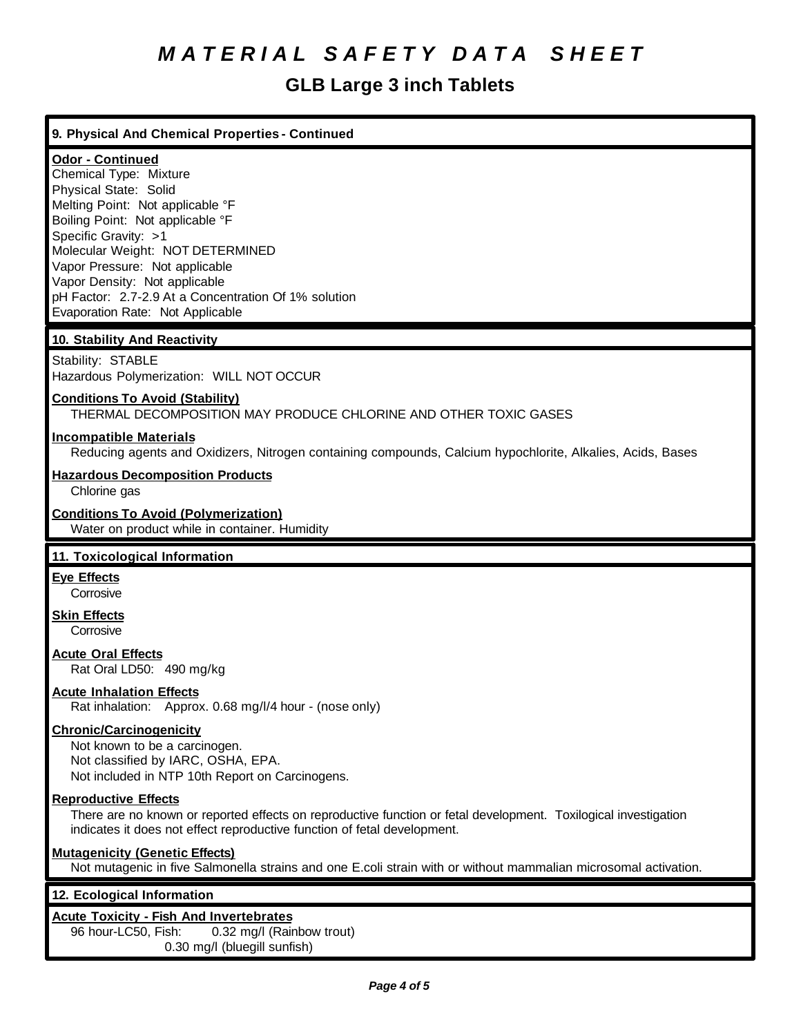# MATERIAL SAFETY DATA SHEET

## GLB Large 3 inch Tablets

### 9. Physical And Chemical Properties - Continued

**Odor - Continued**

Chemical Type: Mixture
Physical State: Solid
Melting Point: Not applicable °F
Boiling Point: Not applicable °F
Specific Gravity: >1
Molecular Weight: NOT DETERMINED
Vapor Pressure: Not applicable
Vapor Density: Not applicable
pH Factor: 2.7-2.9 At a Concentration Of 1% solution
Evaporation Rate: Not Applicable

### 10. Stability And Reactivity

Stability: STABLE
Hazardous Polymerization: WILL NOT OCCUR

**Conditions To Avoid (Stability)**

THERMAL DECOMPOSITION MAY PRODUCE CHLORINE AND OTHER TOXIC GASES

**Incompatible Materials**

Reducing agents and Oxidizers, Nitrogen containing compounds, Calcium hypochlorite, Alkalies, Acids, Bases

**Hazardous Decomposition Products**

Chlorine gas

**Conditions To Avoid (Polymerization)**

Water on product while in container. Humidity

### 11. Toxicological Information

**Eye Effects**

Corrosive

**Skin Effects**

Corrosive

**Acute Oral Effects**

Rat Oral LD50: 490 mg/kg

**Acute Inhalation Effects**

Rat inhalation: Approx. 0.68 mg/l/4 hour - (nose only)

**Chronic/Carcinogenicity**

Not known to be a carcinogen.
Not classified by IARC, OSHA, EPA.
Not included in NTP 10th Report on Carcinogens.

**Reproductive Effects**

There are no known or reported effects on reproductive function or fetal development. Toxilogical investigation indicates it does not effect reproductive function of fetal development.

**Mutagenicity (Genetic Effects)**

Not mutagenic in five Salmonella strains and one E.coli strain with or without mammalian microsomal activation.

### 12. Ecological Information

**Acute Toxicity - Fish And Invertebrates**

96 hour-LC50, Fish: 0.32 mg/l (Rainbow trout)
0.30 mg/l (bluegill sunfish)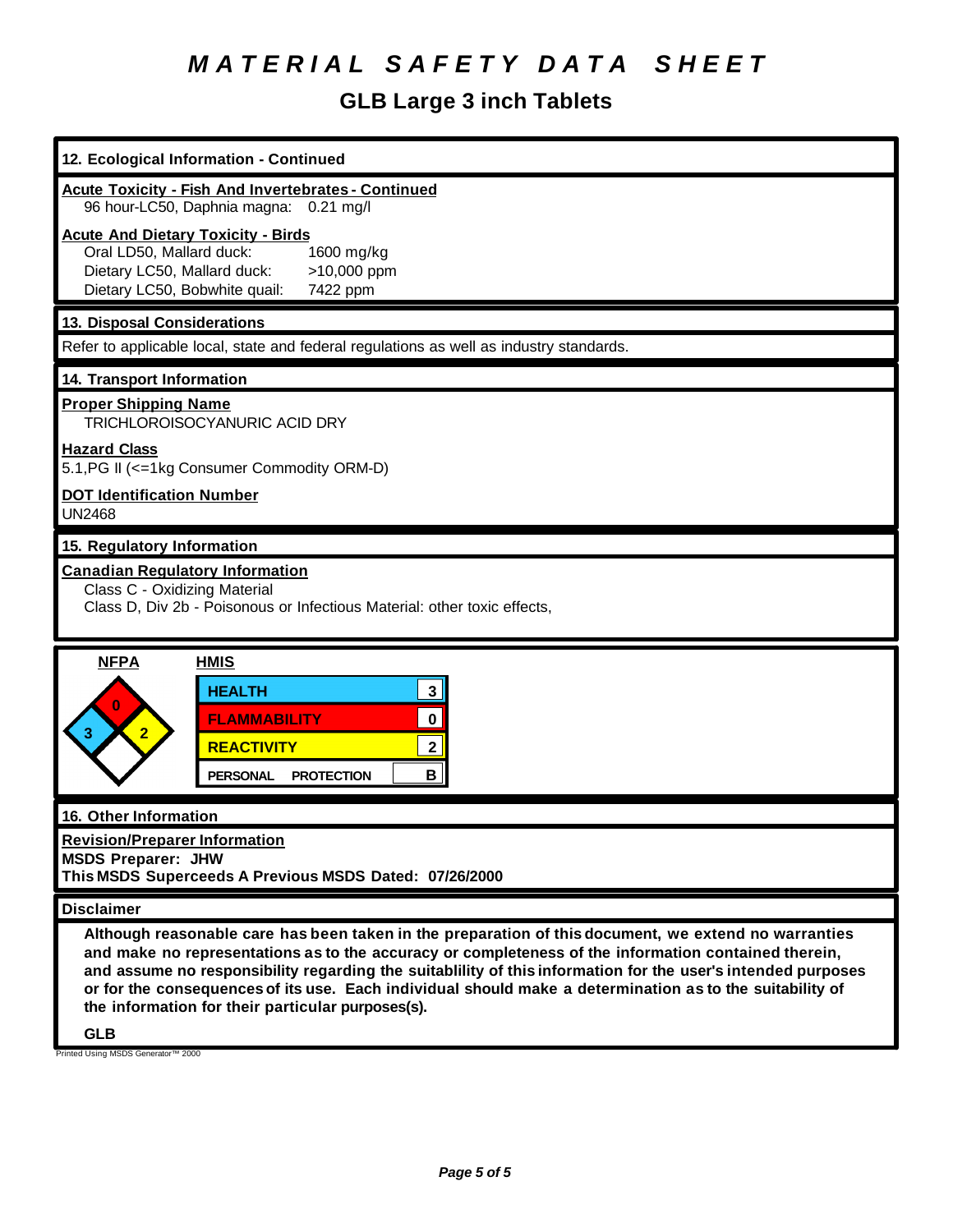# MATERIAL SAFETY DATA SHEET

## GLB Large 3 inch Tablets

### 12. Ecological Information - Continued

**Acute Toxicity - Fish And Invertebrates - Continued**

96 hour-LC50, Daphnia magna: 0.21 mg/l

**Acute And Dietary Toxicity - Birds**

| | |
|---|---|
| Oral LD50, Mallard duck: | 1600 mg/kg |
| Dietary LC50, Mallard duck: | >10,000 ppm |
| Dietary LC50, Bobwhite quail: | 7422 ppm |

### 13. Disposal Considerations

Refer to applicable local, state and federal regulations as well as industry standards.

### 14. Transport Information

**Proper Shipping Name**

TRICHLOROISOCYANURIC ACID DRY

**Hazard Class**

5.1,PG II (<=1kg Consumer Commodity ORM-D)

**DOT Identification Number**

UN2468

### 15. Regulatory Information

**Canadian Regulatory Information**

Class C - Oxidizing Material

Class D, Div 2b - Poisonous or Infectious Material: other toxic effects,

**NFPA**

0
3
2

**HMIS**

| | |
|---|---|
| HEALTH | 3 |
| FLAMMABILITY | 0 |
| REACTIVITY | 2 |
| PERSONAL PROTECTION | B |

### 16. Other Information

**Revision/Preparer Information**

**MSDS Preparer: JHW**

**This MSDS Superceeds A Previous MSDS Dated: 07/26/2000**

### Disclaimer

**Although reasonable care has been taken in the preparation of this document, we extend no warranties and make no representations as to the accuracy or completeness of the information contained therein, and assume no responsibility regarding the suitablility of this information for the user's intended purposes or for the consequences of its use. Each individual should make a determination as to the suitability of the information for their particular purposes(s).**

**GLB**

Printed Using MSDS Generator™ 2000